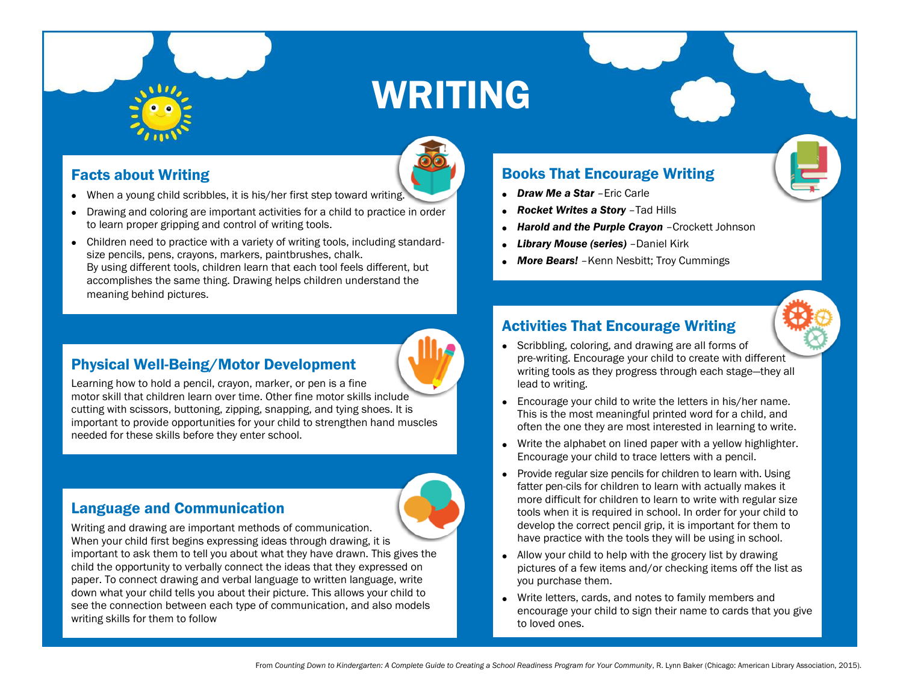# WRITING

## Facts about Writing

- When a young child scribbles, it is his/her first step toward writing.
- Drawing and coloring are important activities for a child to practice in order to learn proper gripping and control of writing tools.
- Children need to practice with a variety of writing tools, including standard-size pencils, pens, crayons, markers, paintbrushes, chalk. By using different tools, children learn that each tool feels different, but accomplishes the same thing. Drawing helps children understand the meaning behind pictures.

## Physical Well-Being/Motor Development

Learning how to hold a pencil, crayon, marker, or pen is a fine motor skill that children learn over time. Other fine motor skills include cutting with scissors, buttoning, zipping, snapping, and tying shoes. It is important to provide opportunities for your child to strengthen hand muscles needed for these skills before they enter school.

## Language and Communication

Writing and drawing are important methods of communication. When your child first begins expressing ideas through drawing, it is important to ask them to tell you about what they have drawn. This gives the child the opportunity to verbally connect the ideas that they expressed on paper. To connect drawing and verbal language to written language, write down what your child tells you about their picture. This allows your child to see the connection between each type of communication, and also models writing skills for them to follow

## Books That Encourage Writing

- ***Draw Me a Star*** –Eric Carle
- ***Rocket Writes a Story*** –Tad Hills
- ***Harold and the Purple Crayon*** –Crockett Johnson
- ***Library Mouse (series)*** –Daniel Kirk
- ***More Bears!*** –Kenn Nesbitt; Troy Cummings

## Activities That Encourage Writing

- Scribbling, coloring, and drawing are all forms of pre-writing. Encourage your child to create with different writing tools as they progress through each stage—they all lead to writing.
- Encourage your child to write the letters in his/her name. This is the most meaningful printed word for a child, and often the one they are most interested in learning to write.
- Write the alphabet on lined paper with a yellow highlighter. Encourage your child to trace letters with a pencil.
- Provide regular size pencils for children to learn with. Using fatter pen-cils for children to learn with actually makes it more difficult for children to learn to write with regular size tools when it is required in school. In order for your child to develop the correct pencil grip, it is important for them to have practice with the tools they will be using in school.
- Allow your child to help with the grocery list by drawing pictures of a few items and/or checking items off the list as you purchase them.
- Write letters, cards, and notes to family members and encourage your child to sign their name to cards that you give to loved ones.

From *Counting Down to Kindergarten: A Complete Guide to Creating a School Readiness Program for Your Community*, R. Lynn Baker (Chicago: American Library Association, 2015).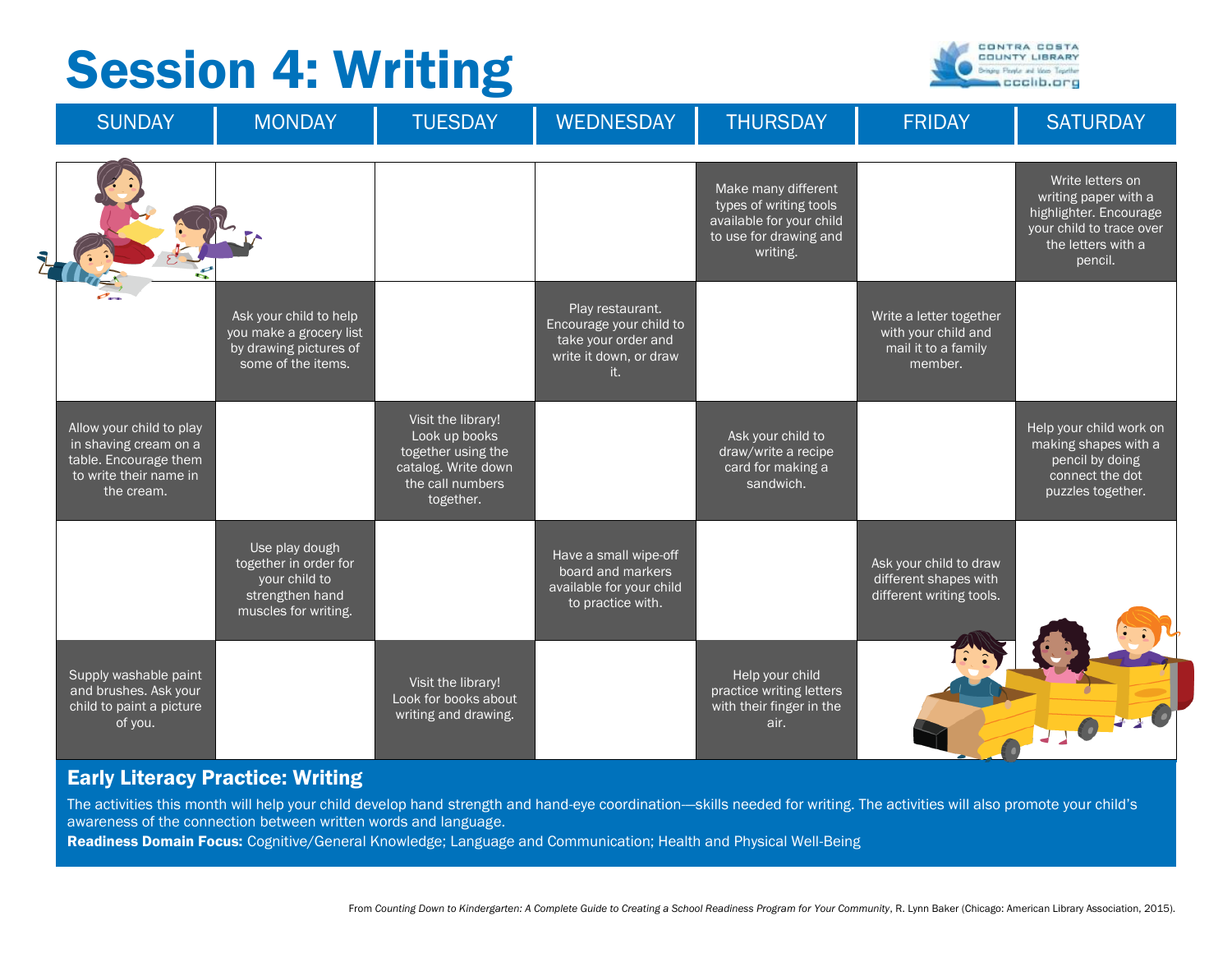# Session 4: Writing

| SUNDAY | MONDAY | TUESDAY | WEDNESDAY | THURSDAY | FRIDAY | SATURDAY |
|---|---|---|---|---|---|---|
| | | | | Make many different types of writing tools available for your child to use for drawing and writing. | | Write letters on writing paper with a highlighter. Encourage your child to trace over the letters with a pencil. |
| | Ask your child to help you make a grocery list by drawing pictures of some of the items. | | Play restaurant. Encourage your child to take your order and write it down, or draw it. | | Write a letter together with your child and mail it to a family member. | |
| Allow your child to play in shaving cream on a table. Encourage them to write their name in the cream. | | Visit the library! Look up books together using the catalog. Write down the call numbers together. | | Ask your child to draw/write a recipe card for making a sandwich. | | Help your child work on making shapes with a pencil by doing connect the dot puzzles together. |
| | Use play dough together in order for your child to strengthen hand muscles for writing. | | Have a small wipe-off board and markers available for your child to practice with. | | Ask your child to draw different shapes with different writing tools. | |
| Supply washable paint and brushes. Ask your child to paint a picture of you. | | Visit the library! Look for books about writing and drawing. | | Help your child practice writing letters with their finger in the air. | | |

## Early Literacy Practice: Writing

The activities this month will help your child develop hand strength and hand-eye coordination—skills needed for writing. The activities will also promote your child's awareness of the connection between written words and language.

**Readiness Domain Focus:** Cognitive/General Knowledge; Language and Communication; Health and Physical Well-Being

From *Counting Down to Kindergarten: A Complete Guide to Creating a School Readiness Program for Your Community*, R. Lynn Baker (Chicago: American Library Association, 2015).